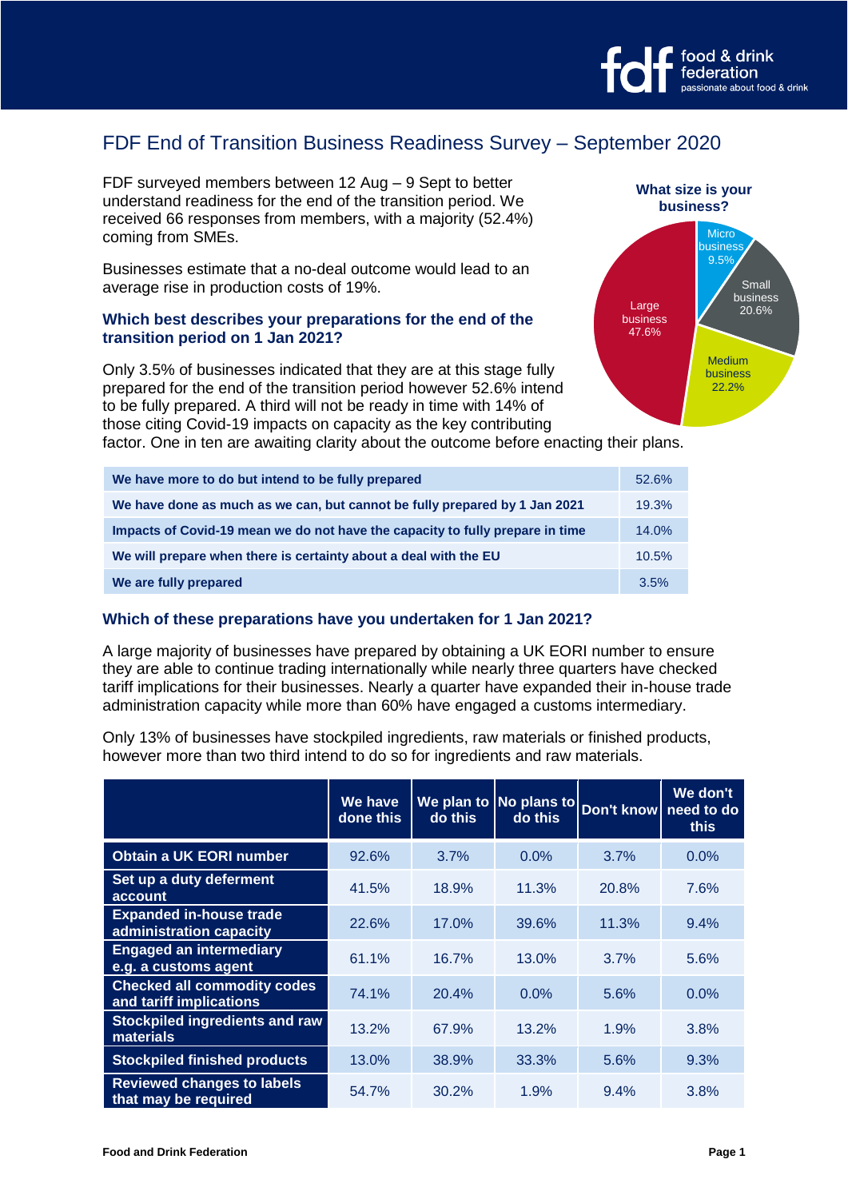# FDF End of Transition Business Readiness Survey – September 2020

FDF surveyed members between 12 Aug – 9 Sept to better understand readiness for the end of the transition period. We received 66 responses from members, with a majority (52.4%) coming from SMEs.

Businesses estimate that a no-deal outcome would lead to an average rise in production costs of 19%.

**What size is your business?**

- Micro business 9.5%
- Small business 20.6%
- Medium business 22.2%
- Large business 47.6%

### Which best describes your preparations for the end of the transition period on 1 Jan 2021?

Only 3.5% of businesses indicated that they are at this stage fully prepared for the end of the transition period however 52.6% intend to be fully prepared. A third will not be ready in time with 14% of those citing Covid-19 impacts on capacity as the key contributing factor. One in ten are awaiting clarity about the outcome before enacting their plans.

| | |
|---|---|
| We have more to do but intend to be fully prepared | 52.6% |
| We have done as much as we can, but cannot be fully prepared by 1 Jan 2021 | 19.3% |
| Impacts of Covid-19 mean we do not have the capacity to fully prepare in time | 14.0% |
| We will prepare when there is certainty about a deal with the EU | 10.5% |
| We are fully prepared | 3.5% |

### Which of these preparations have you undertaken for 1 Jan 2021?

A large majority of businesses have prepared by obtaining a UK EORI number to ensure they are able to continue trading internationally while nearly three quarters have checked tariff implications for their businesses. Nearly a quarter have expanded their in-house trade administration capacity while more than 60% have engaged a customs intermediary.

Only 13% of businesses have stockpiled ingredients, raw materials or finished products, however more than two third intend to do so for ingredients and raw materials.

| | We have done this | We plan to do this | No plans to do this | Don't know | We don't need to do this |
|---|---|---|---|---|---|
| Obtain a UK EORI number | 92.6% | 3.7% | 0.0% | 3.7% | 0.0% |
| Set up a duty deferment account | 41.5% | 18.9% | 11.3% | 20.8% | 7.6% |
| Expanded in-house trade administration capacity | 22.6% | 17.0% | 39.6% | 11.3% | 9.4% |
| Engaged an intermediary e.g. a customs agent | 61.1% | 16.7% | 13.0% | 3.7% | 5.6% |
| Checked all commodity codes and tariff implications | 74.1% | 20.4% | 0.0% | 5.6% | 0.0% |
| Stockpiled ingredients and raw materials | 13.2% | 67.9% | 13.2% | 1.9% | 3.8% |
| Stockpiled finished products | 13.0% | 38.9% | 33.3% | 5.6% | 9.3% |
| Reviewed changes to labels that may be required | 54.7% | 30.2% | 1.9% | 9.4% | 3.8% |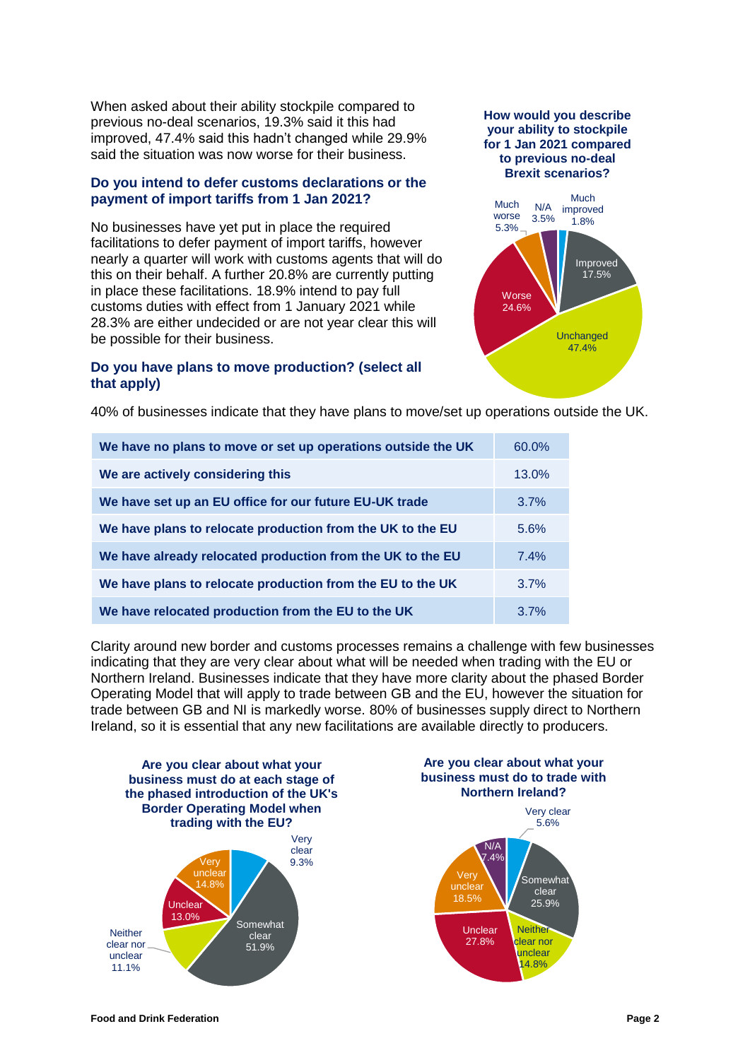When asked about their ability stockpile compared to previous no-deal scenarios, 19.3% said it this had improved, 47.4% said this hadn't changed while 29.9% said the situation was now worse for their business.

**How would you describe your ability to stockpile for 1 Jan 2021 compared to previous no-deal Brexit scenarios?**

Much improved 1.8%
Improved 17.5%
Unchanged 47.4%
Worse 24.6%
Much worse 5.3%
N/A 3.5%

### Do you intend to defer customs declarations or the payment of import tariffs from 1 Jan 2021?

No businesses have yet put in place the required facilitations to defer payment of import tariffs, however nearly a quarter will work with customs agents that will do this on their behalf. A further 20.8% are currently putting in place these facilitations. 18.9% intend to pay full customs duties with effect from 1 January 2021 while 28.3% are either undecided or are not year clear this will be possible for their business.

### Do you have plans to move production? (select all that apply)

40% of businesses indicate that they have plans to move/set up operations outside the UK.

| | |
|---|---|
| **We have no plans to move or set up operations outside the UK** | 60.0% |
| **We are actively considering this** | 13.0% |
| **We have set up an EU office for our future EU-UK trade** | 3.7% |
| **We have plans to relocate production from the UK to the EU** | 5.6% |
| **We have already relocated production from the UK to the EU** | 7.4% |
| **We have plans to relocate production from the EU to the UK** | 3.7% |
| **We have relocated production from the EU to the UK** | 3.7% |

Clarity around new border and customs processes remains a challenge with few businesses indicating that they are very clear about what will be needed when trading with the EU or Northern Ireland. Businesses indicate that they have more clarity about the phased Border Operating Model that will apply to trade between GB and the EU, however the situation for trade between GB and NI is markedly worse. 80% of businesses supply direct to Northern Ireland, so it is essential that any new facilitations are available directly to producers.

**Are you clear about what your business must do at each stage of the phased introduction of the UK's Border Operating Model when trading with the EU?**

Very clear 9.3%
Somewhat clear 51.9%
Neither clear nor unclear 11.1%
Unclear 13.0%
Very unclear 14.8%

**Are you clear about what your business must do to trade with Northern Ireland?**

Very clear 5.6%
Somewhat clear 25.9%
Neither clear nor unclear 14.8%
Unclear 27.8%
Very unclear 18.5%
N/A 7.4%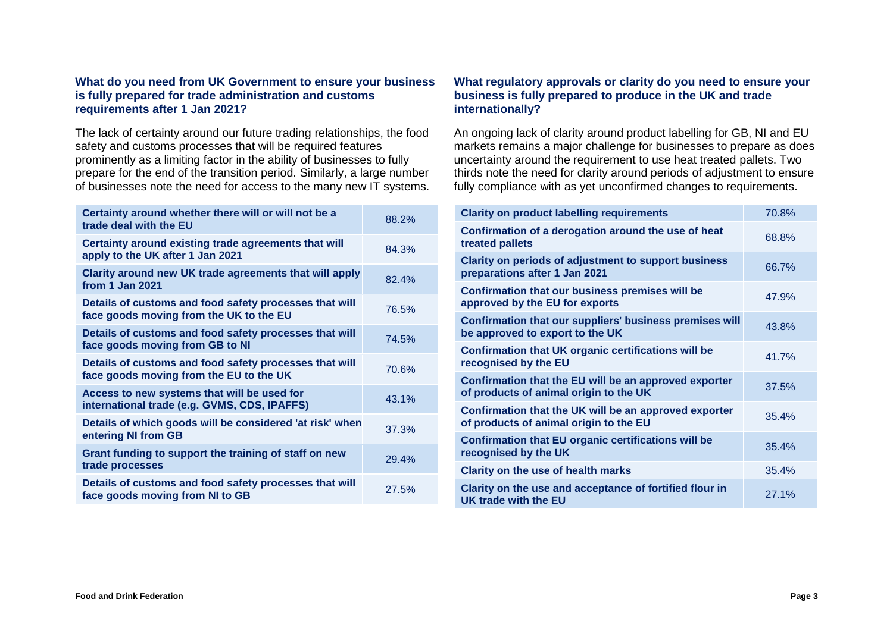### What do you need from UK Government to ensure your business is fully prepared for trade administration and customs requirements after 1 Jan 2021?

The lack of certainty around our future trading relationships, the food safety and customs processes that will be required features prominently as a limiting factor in the ability of businesses to fully prepare for the end of the transition period. Similarly, a large number of businesses note the need for access to the many new IT systems.

| | |
|---|---|
| **Certainty around whether there will or will not be a trade deal with the EU** | 88.2% |
| **Certainty around existing trade agreements that will apply to the UK after 1 Jan 2021** | 84.3% |
| **Clarity around new UK trade agreements that will apply from 1 Jan 2021** | 82.4% |
| **Details of customs and food safety processes that will face goods moving from the UK to the EU** | 76.5% |
| **Details of customs and food safety processes that will face goods moving from GB to NI** | 74.5% |
| **Details of customs and food safety processes that will face goods moving from the EU to the UK** | 70.6% |
| **Access to new systems that will be used for international trade (e.g. GVMS, CDS, IPAFFS)** | 43.1% |
| **Details of which goods will be considered 'at risk' when entering NI from GB** | 37.3% |
| **Grant funding to support the training of staff on new trade processes** | 29.4% |
| **Details of customs and food safety processes that will face goods moving from NI to GB** | 27.5% |

### What regulatory approvals or clarity do you need to ensure your business is fully prepared to produce in the UK and trade internationally?

An ongoing lack of clarity around product labelling for GB, NI and EU markets remains a major challenge for businesses to prepare as does uncertainty around the requirement to use heat treated pallets. Two thirds note the need for clarity around periods of adjustment to ensure fully compliance with as yet unconfirmed changes to requirements.

| | |
|---|---|
| **Clarity on product labelling requirements** | 70.8% |
| **Confirmation of a derogation around the use of heat treated pallets** | 68.8% |
| **Clarity on periods of adjustment to support business preparations after 1 Jan 2021** | 66.7% |
| **Confirmation that our business premises will be approved by the EU for exports** | 47.9% |
| **Confirmation that our suppliers' business premises will be approved to export to the UK** | 43.8% |
| **Confirmation that UK organic certifications will be recognised by the EU** | 41.7% |
| **Confirmation that the EU will be an approved exporter of products of animal origin to the UK** | 37.5% |
| **Confirmation that the UK will be an approved exporter of products of animal origin to the EU** | 35.4% |
| **Confirmation that EU organic certifications will be recognised by the UK** | 35.4% |
| **Clarity on the use of health marks** | 35.4% |
| **Clarity on the use and acceptance of fortified flour in UK trade with the EU** | 27.1% |